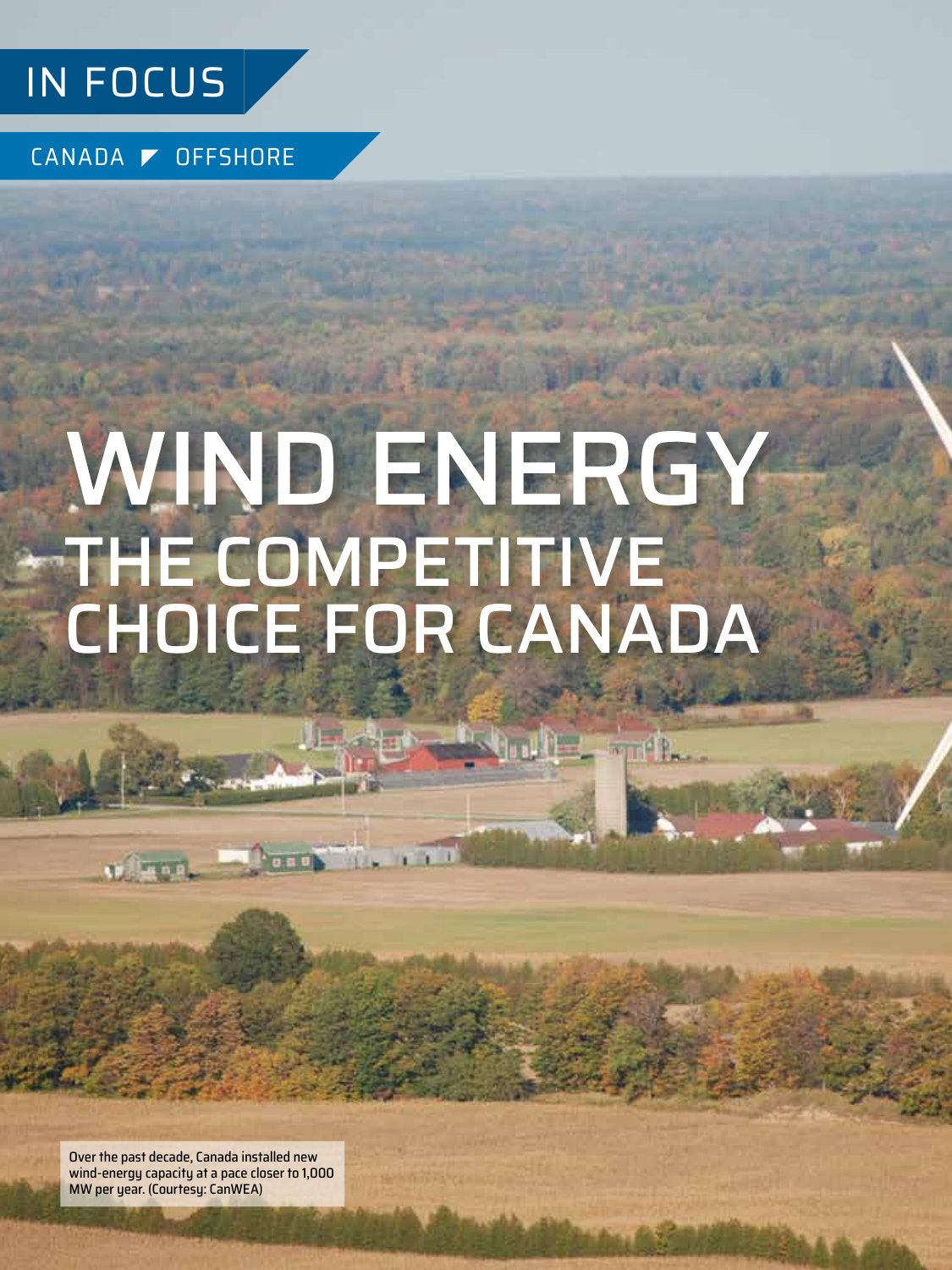IN FOCUS

CANADA ◤ OFFSHORE

# WIND ENERGY
## THE COMPETITIVE CHOICE FOR CANADA

Over the past decade, Canada installed new wind-energy capacity at a pace closer to 1,000 MW per year. (Courtesy: CanWEA)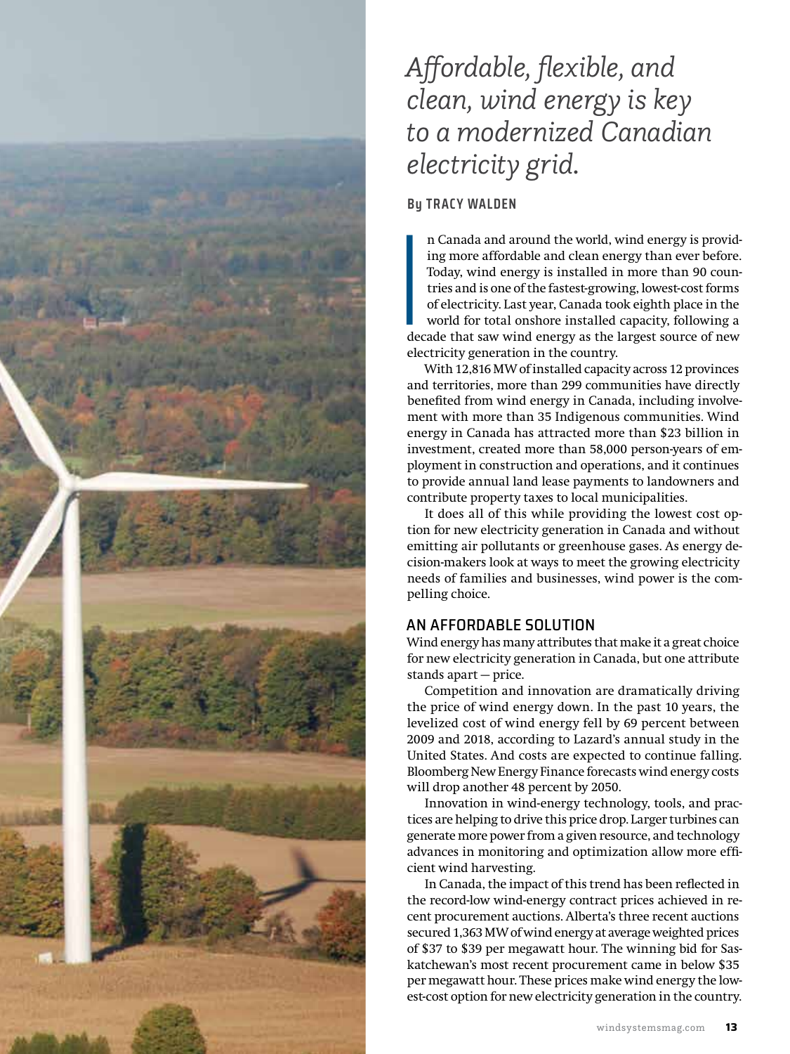*Affordable, flexible, and clean, wind energy is key to a modernized Canadian electricity grid.*

**By TRACY WALDEN**

In Canada and around the world, wind energy is providing more affordable and clean energy than ever before. Today, wind energy is installed in more than 90 countries and is one of the fastest-growing, lowest-cost forms of electricity. Last year, Canada took eighth place in the world for total onshore installed capacity, following a decade that saw wind energy as the largest source of new electricity generation in the country.

With 12,816 MW of installed capacity across 12 provinces and territories, more than 299 communities have directly benefited from wind energy in Canada, including involvement with more than 35 Indigenous communities. Wind energy in Canada has attracted more than $23 billion in investment, created more than 58,000 person-years of employment in construction and operations, and it continues to provide annual land lease payments to landowners and contribute property taxes to local municipalities.

It does all of this while providing the lowest cost option for new electricity generation in Canada and without emitting air pollutants or greenhouse gases. As energy decision-makers look at ways to meet the growing electricity needs of families and businesses, wind power is the compelling choice.

## AN AFFORDABLE SOLUTION

Wind energy has many attributes that make it a great choice for new electricity generation in Canada, but one attribute stands apart — price.

Competition and innovation are dramatically driving the price of wind energy down. In the past 10 years, the levelized cost of wind energy fell by 69 percent between 2009 and 2018, according to Lazard's annual study in the United States. And costs are expected to continue falling. Bloomberg New Energy Finance forecasts wind energy costs will drop another 48 percent by 2050.

Innovation in wind-energy technology, tools, and practices are helping to drive this price drop. Larger turbines can generate more power from a given resource, and technology advances in monitoring and optimization allow more efficient wind harvesting.

In Canada, the impact of this trend has been reflected in the record-low wind-energy contract prices achieved in recent procurement auctions. Alberta's three recent auctions secured 1,363 MW of wind energy at average weighted prices of $37 to $39 per megawatt hour. The winning bid for Saskatchewan's most recent procurement came in below $35 per megawatt hour. These prices make wind energy the lowest-cost option for new electricity generation in the country.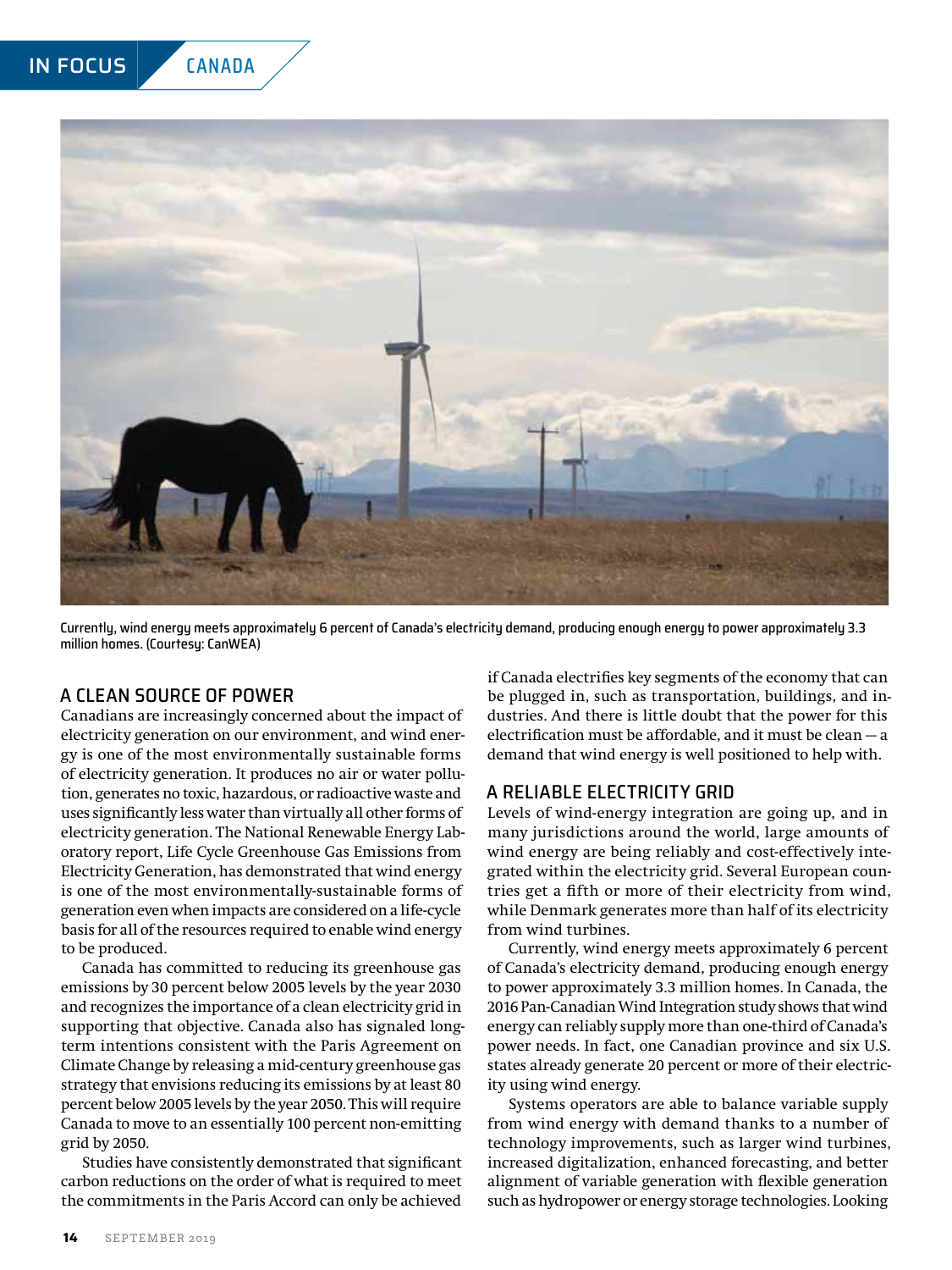Currently, wind energy meets approximately 6 percent of Canada's electricity demand, producing enough energy to power approximately 3.3 million homes. (Courtesy: CanWEA)

## A CLEAN SOURCE OF POWER

Canadians are increasingly concerned about the impact of electricity generation on our environment, and wind energy is one of the most environmentally sustainable forms of electricity generation. It produces no air or water pollution, generates no toxic, hazardous, or radioactive waste and uses significantly less water than virtually all other forms of electricity generation. The National Renewable Energy Laboratory report, Life Cycle Greenhouse Gas Emissions from Electricity Generation, has demonstrated that wind energy is one of the most environmentally-sustainable forms of generation even when impacts are considered on a life-cycle basis for all of the resources required to enable wind energy to be produced.

Canada has committed to reducing its greenhouse gas emissions by 30 percent below 2005 levels by the year 2030 and recognizes the importance of a clean electricity grid in supporting that objective. Canada also has signaled long-term intentions consistent with the Paris Agreement on Climate Change by releasing a mid-century greenhouse gas strategy that envisions reducing its emissions by at least 80 percent below 2005 levels by the year 2050. This will require Canada to move to an essentially 100 percent non-emitting grid by 2050.

Studies have consistently demonstrated that significant carbon reductions on the order of what is required to meet the commitments in the Paris Accord can only be achieved if Canada electrifies key segments of the economy that can be plugged in, such as transportation, buildings, and industries. And there is little doubt that the power for this electrification must be affordable, and it must be clean — a demand that wind energy is well positioned to help with.

## A RELIABLE ELECTRICITY GRID

Levels of wind-energy integration are going up, and in many jurisdictions around the world, large amounts of wind energy are being reliably and cost-effectively integrated within the electricity grid. Several European countries get a fifth or more of their electricity from wind, while Denmark generates more than half of its electricity from wind turbines.

Currently, wind energy meets approximately 6 percent of Canada's electricity demand, producing enough energy to power approximately 3.3 million homes. In Canada, the 2016 Pan-Canadian Wind Integration study shows that wind energy can reliably supply more than one-third of Canada's power needs. In fact, one Canadian province and six U.S. states already generate 20 percent or more of their electricity using wind energy.

Systems operators are able to balance variable supply from wind energy with demand thanks to a number of technology improvements, such as larger wind turbines, increased digitalization, enhanced forecasting, and better alignment of variable generation with flexible generation such as hydropower or energy storage technologies. Looking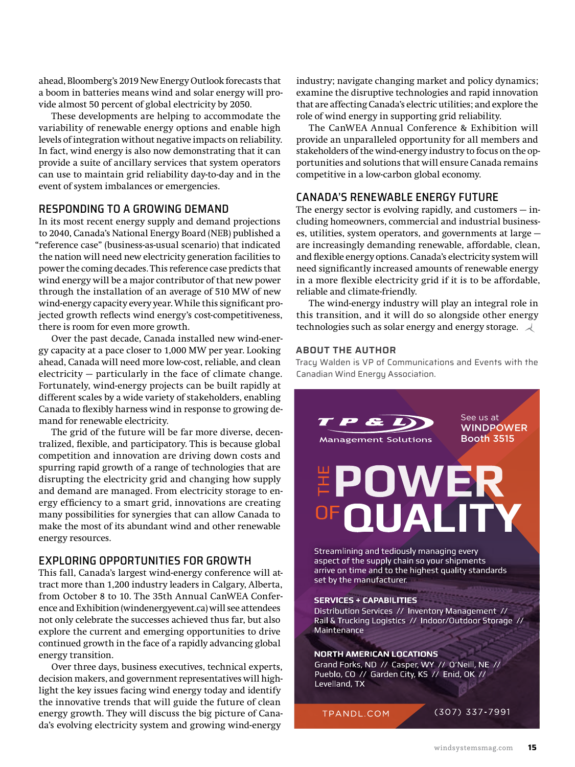ahead, Bloomberg's 2019 New Energy Outlook forecasts that a boom in batteries means wind and solar energy will provide almost 50 percent of global electricity by 2050.

These developments are helping to accommodate the variability of renewable energy options and enable high levels of integration without negative impacts on reliability. In fact, wind energy is also now demonstrating that it can provide a suite of ancillary services that system operators can use to maintain grid reliability day-to-day and in the event of system imbalances or emergencies.

## RESPONDING TO A GROWING DEMAND

In its most recent energy supply and demand projections to 2040, Canada's National Energy Board (NEB) published a "reference case" (business-as-usual scenario) that indicated the nation will need new electricity generation facilities to power the coming decades. This reference case predicts that wind energy will be a major contributor of that new power through the installation of an average of 510 MW of new wind-energy capacity every year. While this significant projected growth reflects wind energy's cost-competitiveness, there is room for even more growth.

Over the past decade, Canada installed new wind-energy capacity at a pace closer to 1,000 MW per year. Looking ahead, Canada will need more low-cost, reliable, and clean electricity — particularly in the face of climate change. Fortunately, wind-energy projects can be built rapidly at different scales by a wide variety of stakeholders, enabling Canada to flexibly harness wind in response to growing demand for renewable electricity.

The grid of the future will be far more diverse, decentralized, flexible, and participatory. This is because global competition and innovation are driving down costs and spurring rapid growth of a range of technologies that are disrupting the electricity grid and changing how supply and demand are managed. From electricity storage to energy efficiency to a smart grid, innovations are creating many possibilities for synergies that can allow Canada to make the most of its abundant wind and other renewable energy resources.

## EXPLORING OPPORTUNITIES FOR GROWTH

This fall, Canada's largest wind-energy conference will attract more than 1,200 industry leaders in Calgary, Alberta, from October 8 to 10. The 35th Annual CanWEA Conference and Exhibition (windenergyevent.ca) will see attendees not only celebrate the successes achieved thus far, but also explore the current and emerging opportunities to drive continued growth in the face of a rapidly advancing global energy transition.

Over three days, business executives, technical experts, decision makers, and government representatives will highlight the key issues facing wind energy today and identify the innovative trends that will guide the future of clean energy growth. They will discuss the big picture of Canada's evolving electricity system and growing wind-energy industry; navigate changing market and policy dynamics; examine the disruptive technologies and rapid innovation that are affecting Canada's electric utilities; and explore the role of wind energy in supporting grid reliability.

The CanWEA Annual Conference & Exhibition will provide an unparalleled opportunity for all members and stakeholders of the wind-energy industry to focus on the opportunities and solutions that will ensure Canada remains competitive in a low-carbon global economy.

## CANADA'S RENEWABLE ENERGY FUTURE

The energy sector is evolving rapidly, and customers — including homeowners, commercial and industrial businesses, utilities, system operators, and governments at large — are increasingly demanding renewable, affordable, clean, and flexible energy options. Canada's electricity system will need significantly increased amounts of renewable energy in a more flexible electricity grid if it is to be affordable, reliable and climate-friendly.

The wind-energy industry will play an integral role in this transition, and it will do so alongside other energy technologies such as solar energy and energy storage.

### ABOUT THE AUTHOR

Tracy Walden is VP of Communications and Events with the Canadian Wind Energy Association.

---

TP&L Management Solutions

See us at WINDPOWER Booth 3515

THE POWER OF QUALITY

Streamlining and tediously managing every aspect of the supply chain so your shipments arrive on time and to the highest quality standards set by the manufacturer.

**SERVICES + CAPABILITIES**

Distribution Services // Inventory Management // Rail & Trucking Logistics // Indoor/Outdoor Storage // Maintenance

**NORTH AMERICAN LOCATIONS**

Grand Forks, ND // Casper, WY // O'Neill, NE // Pueblo, CO // Garden City, KS // Enid, OK // Levelland, TX

TPANDL.COM (307) 337-7991